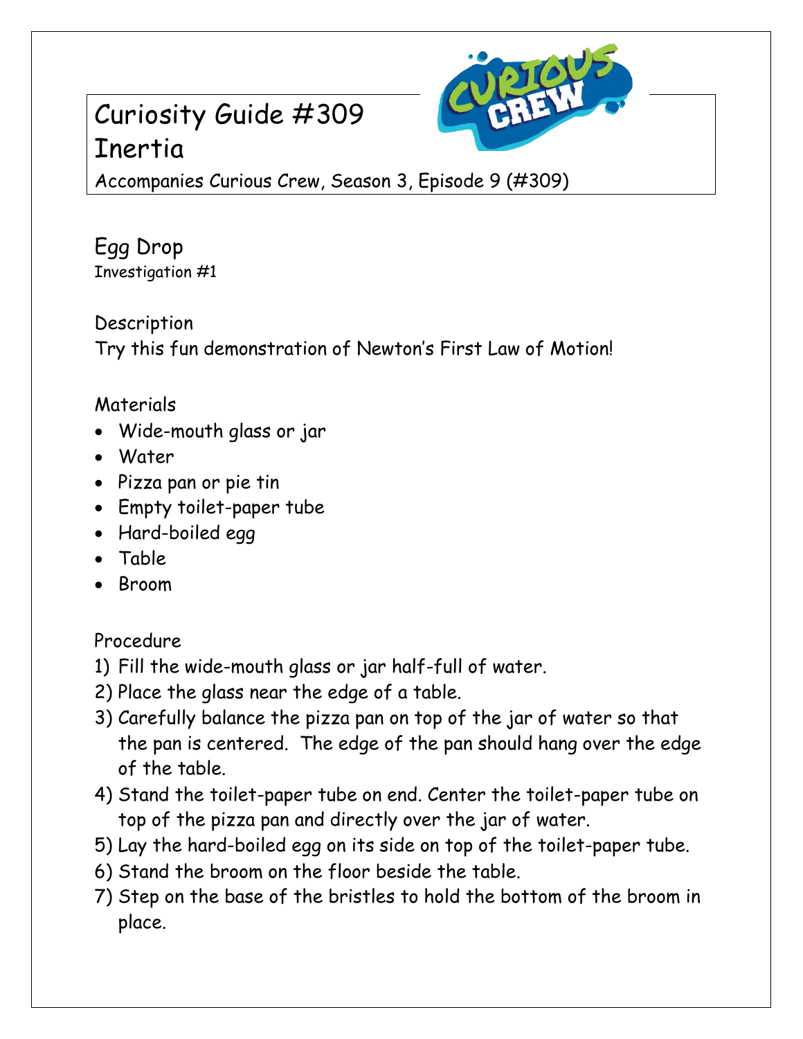# Curiosity Guide #309
# Inertia

Accompanies Curious Crew, Season 3, Episode 9 (#309)

## Egg Drop

Investigation #1

### Description

Try this fun demonstration of Newton's First Law of Motion!

### Materials

- Wide-mouth glass or jar
- Water
- Pizza pan or pie tin
- Empty toilet-paper tube
- Hard-boiled egg
- Table
- Broom

### Procedure

1) Fill the wide-mouth glass or jar half-full of water.
2) Place the glass near the edge of a table.
3) Carefully balance the pizza pan on top of the jar of water so that the pan is centered. The edge of the pan should hang over the edge of the table.
4) Stand the toilet-paper tube on end. Center the toilet-paper tube on top of the pizza pan and directly over the jar of water.
5) Lay the hard-boiled egg on its side on top of the toilet-paper tube.
6) Stand the broom on the floor beside the table.
7) Step on the base of the bristles to hold the bottom of the broom in place.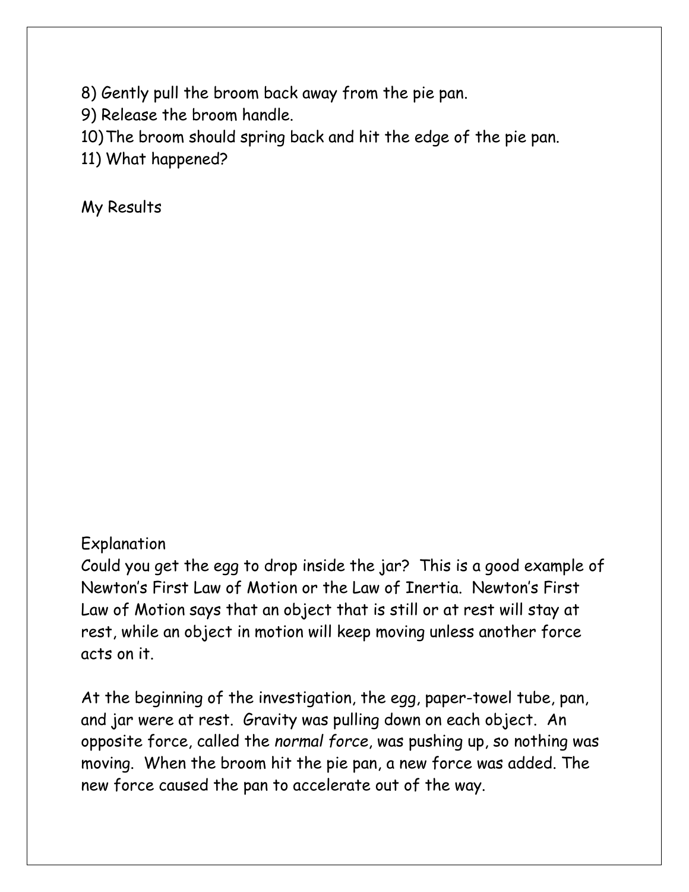8) Gently pull the broom back away from the pie pan.
9) Release the broom handle.
10) The broom should spring back and hit the edge of the pie pan.
11) What happened?

My Results

Explanation

Could you get the egg to drop inside the jar? This is a good example of Newton's First Law of Motion or the Law of Inertia. Newton's First Law of Motion says that an object that is still or at rest will stay at rest, while an object in motion will keep moving unless another force acts on it.

At the beginning of the investigation, the egg, paper-towel tube, pan, and jar were at rest. Gravity was pulling down on each object. An opposite force, called the *normal force*, was pushing up, so nothing was moving. When the broom hit the pie pan, a new force was added. The new force caused the pan to accelerate out of the way.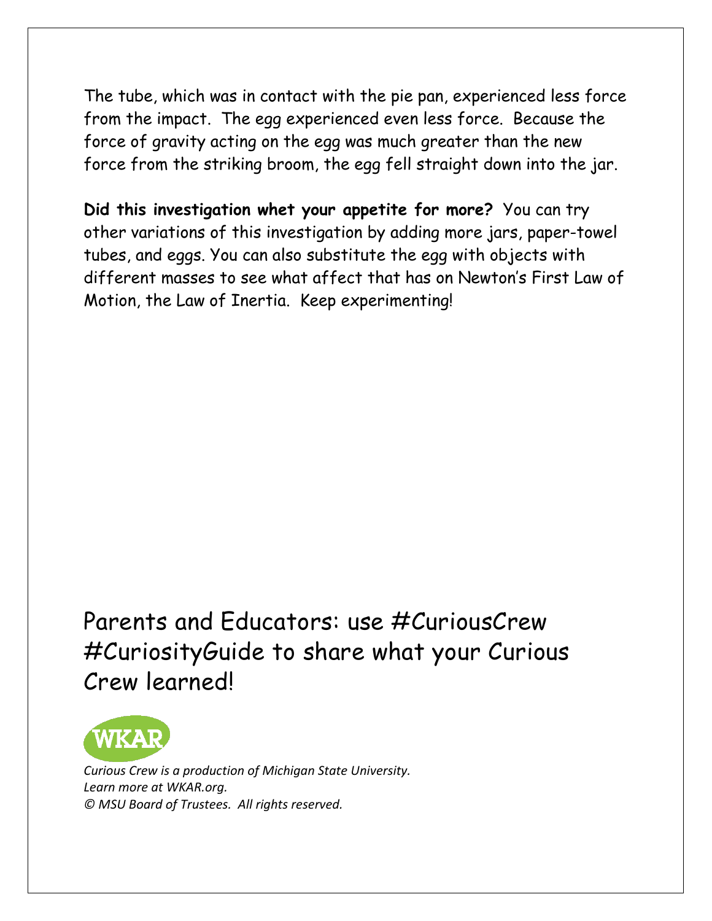The tube, which was in contact with the pie pan, experienced less force from the impact. The egg experienced even less force. Because the force of gravity acting on the egg was much greater than the new force from the striking broom, the egg fell straight down into the jar.

**Did this investigation whet your appetite for more?** You can try other variations of this investigation by adding more jars, paper-towel tubes, and eggs. You can also substitute the egg with objects with different masses to see what affect that has on Newton's First Law of Motion, the Law of Inertia. Keep experimenting!

## Parents and Educators: use #CuriousCrew #CuriosityGuide to share what your Curious Crew learned!

WKAR

*Curious Crew is a production of Michigan State University.*
*Learn more at WKAR.org.*
*© MSU Board of Trustees. All rights reserved.*